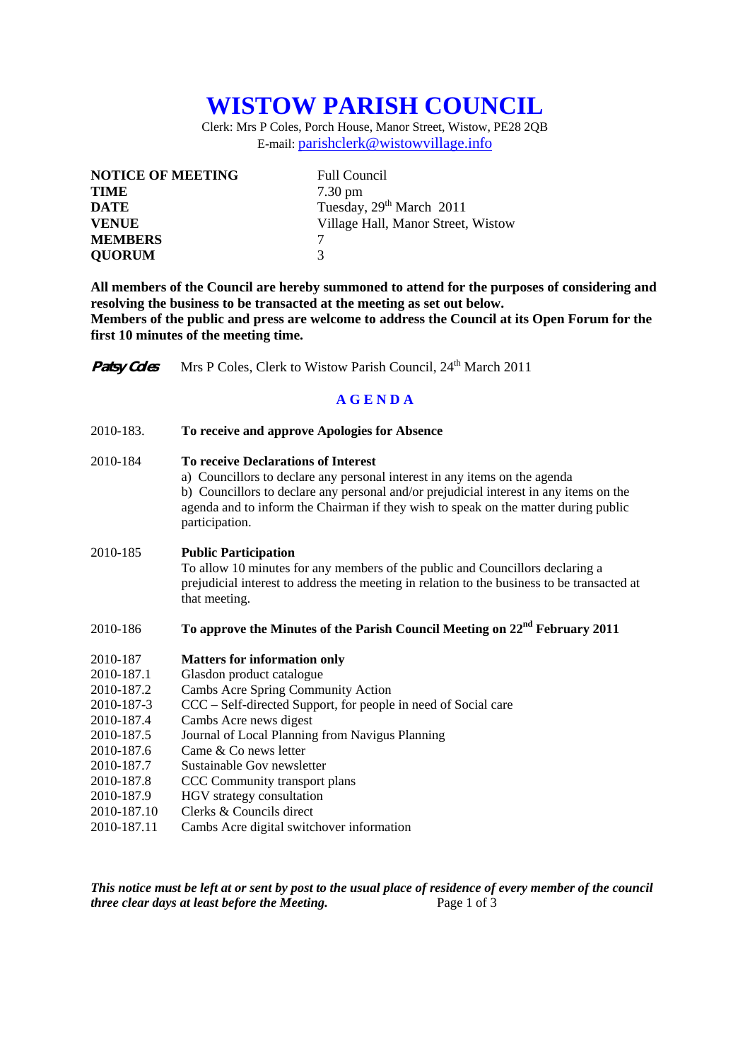# WISTOW PARISH COUNCIL

Clerk: Mrs P Coles, Porch House, Manor Street, Wistow, PE28 2QB
E-mail: parishclerk@wistowvillage.info

| | |
|---|---|
| **NOTICE OF MEETING** | Full Council |
| **TIME** | 7.30 pm |
| **DATE** | Tuesday, 29th March 2011 |
| **VENUE** | Village Hall, Manor Street, Wistow |
| **MEMBERS** | 7 |
| **QUORUM** | 3 |

**All members of the Council are hereby summoned to attend for the purposes of considering and resolving the business to be transacted at the meeting as set out below.**
**Members of the public and press are welcome to address the Council at its Open Forum for the first 10 minutes of the meeting time.**

*Patsy Coles* Mrs P Coles, Clerk to Wistow Parish Council, 24th March 2011

## AGENDA

2010-183. **To receive and approve Apologies for Absence**

2010-184 **To receive Declarations of Interest**
a) Councillors to declare any personal interest in any items on the agenda
b) Councillors to declare any personal and/or prejudicial interest in any items on the agenda and to inform the Chairman if they wish to speak on the matter during public participation.

2010-185 **Public Participation**
To allow 10 minutes for any members of the public and Councillors declaring a prejudicial interest to address the meeting in relation to the business to be transacted at that meeting.

2010-186 **To approve the Minutes of the Parish Council Meeting on 22nd February 2011**

2010-187 **Matters for information only**
2010-187.1 Glasdon product catalogue
2010-187.2 Cambs Acre Spring Community Action
2010-187-3 CCC – Self-directed Support, for people in need of Social care
2010-187.4 Cambs Acre news digest
2010-187.5 Journal of Local Planning from Navigus Planning
2010-187.6 Came & Co news letter
2010-187.7 Sustainable Gov newsletter
2010-187.8 CCC Community transport plans
2010-187.9 HGV strategy consultation
2010-187.10 Clerks & Councils direct
2010-187.11 Cambs Acre digital switchover information

***This notice must be left at or sent by post to the usual place of residence of every member of the council three clear days at least before the Meeting.***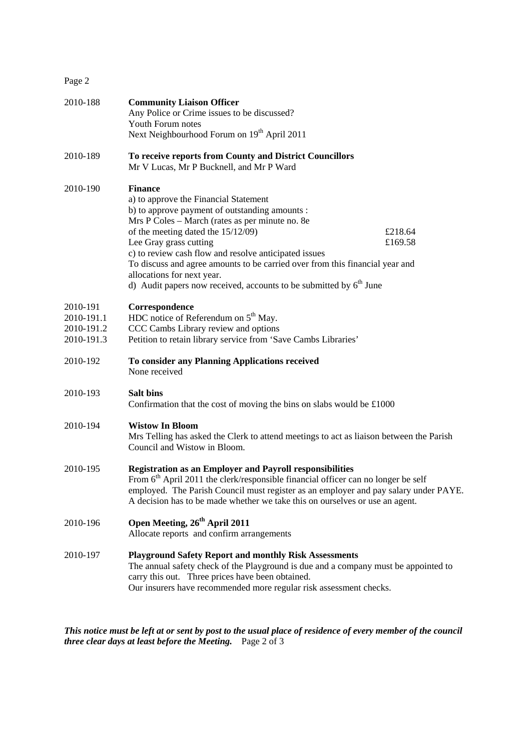| | |
|---|---|
| 2010-188 | **Community Liaison Officer**<br>Any Police or Crime issues to be discussed?<br>Youth Forum notes<br>Next Neighbourhood Forum on 19th April 2011 |
| 2010-189 | **To receive reports from County and District Councillors**<br>Mr V Lucas, Mr P Bucknell, and Mr P Ward |
| 2010-190 | **Finance**<br>a) to approve the Financial Statement<br>b) to approve payment of outstanding amounts :<br>Mrs P Coles – March (rates as per minute no. 8e of the meeting dated the 15/12/09) £218.64<br>Lee Gray grass cutting £169.58<br>c) to review cash flow and resolve anticipated issues<br>To discuss and agree amounts to be carried over from this financial year and allocations for next year.<br>d) Audit papers now received, accounts to be submitted by 6th June |
| 2010-191 | **Correspondence** |
| 2010-191.1 | HDC notice of Referendum on 5th May. |
| 2010-191.2 | CCC Cambs Library review and options |
| 2010-191.3 | Petition to retain library service from 'Save Cambs Libraries' |
| 2010-192 | **To consider any Planning Applications received**<br>None received |
| 2010-193 | **Salt bins**<br>Confirmation that the cost of moving the bins on slabs would be £1000 |
| 2010-194 | **Wistow In Bloom**<br>Mrs Telling has asked the Clerk to attend meetings to act as liaison between the Parish Council and Wistow in Bloom. |
| 2010-195 | **Registration as an Employer and Payroll responsibilities**<br>From 6th April 2011 the clerk/responsible financial officer can no longer be self employed. The Parish Council must register as an employer and pay salary under PAYE. A decision has to be made whether we take this on ourselves or use an agent. |
| 2010-196 | **Open Meeting, 26th April 2011**<br>Allocate reports and confirm arrangements |
| 2010-197 | **Playground Safety Report and monthly Risk Assessments**<br>The annual safety check of the Playground is due and a company must be appointed to carry this out. Three prices have been obtained.<br>Our insurers have recommended more regular risk assessment checks. |

***This notice must be left at or sent by post to the usual place of residence of every member of the council three clear days at least before the Meeting.***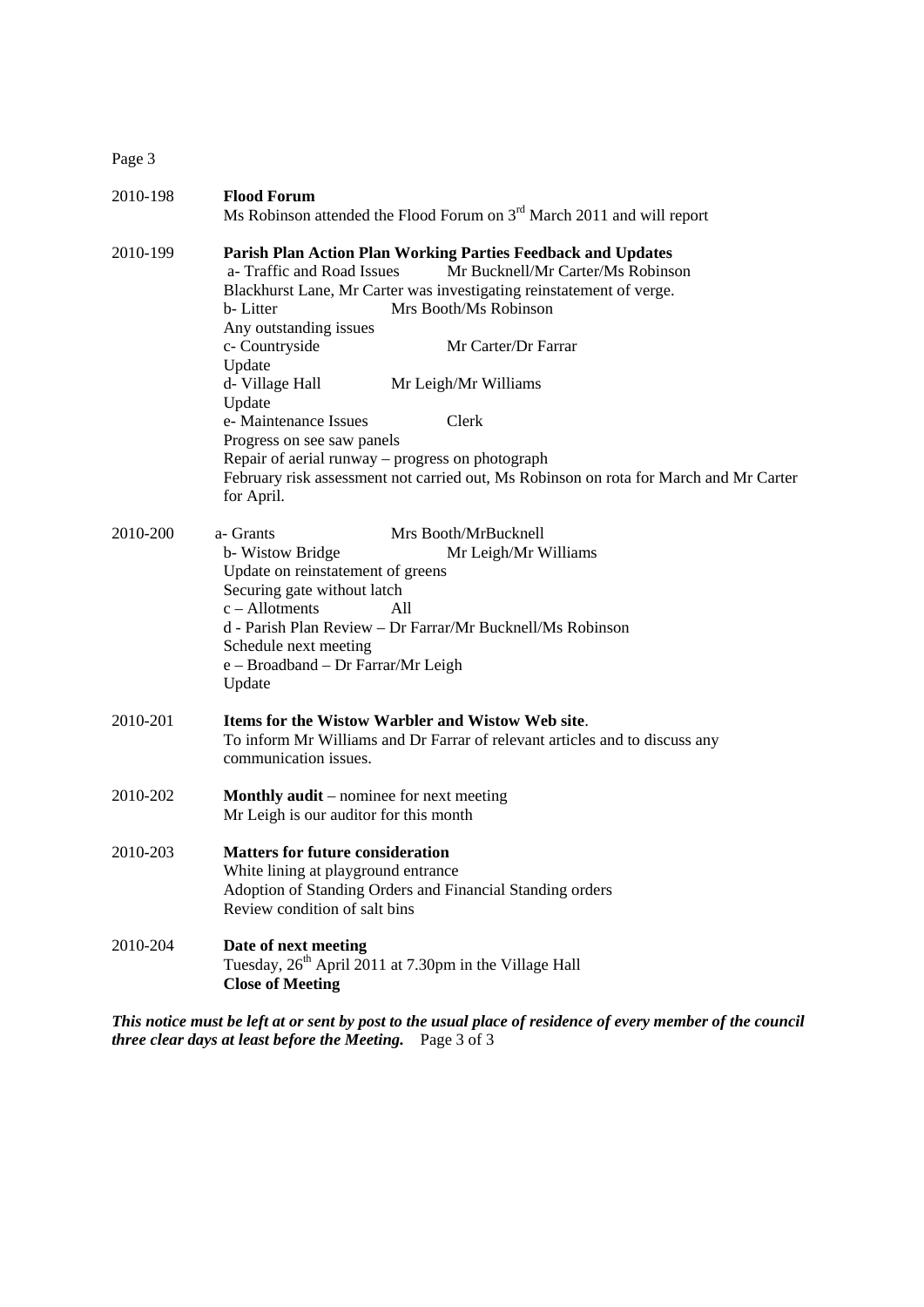2010-198 **Flood Forum**
Ms Robinson attended the Flood Forum on 3rd March 2011 and will report

2010-199 **Parish Plan Action Plan Working Parties Feedback and Updates**

a- Traffic and Road Issues — Mr Bucknell/Mr Carter/Ms Robinson
Blackhurst Lane, Mr Carter was investigating reinstatement of verge.

b- Litter — Mrs Booth/Ms Robinson
Any outstanding issues

c- Countryside — Mr Carter/Dr Farrar
Update

d- Village Hall — Mr Leigh/Mr Williams
Update

e- Maintenance Issues — Clerk
Progress on see saw panels
Repair of aerial runway – progress on photograph
February risk assessment not carried out, Ms Robinson on rota for March and Mr Carter for April.

2010-200

a- Grants — Mrs Booth/MrBucknell

b- Wistow Bridge — Mr Leigh/Mr Williams
Update on reinstatement of greens
Securing gate without latch

c – Allotments — All

d - Parish Plan Review – Dr Farrar/Mr Bucknell/Ms Robinson
Schedule next meeting

e – Broadband – Dr Farrar/Mr Leigh
Update

2010-201 **Items for the Wistow Warbler and Wistow Web site**.
To inform Mr Williams and Dr Farrar of relevant articles and to discuss any communication issues.

2010-202 **Monthly audit** – nominee for next meeting
Mr Leigh is our auditor for this month

2010-203 **Matters for future consideration**
White lining at playground entrance
Adoption of Standing Orders and Financial Standing orders
Review condition of salt bins

2010-204 **Date of next meeting**
Tuesday, 26th April 2011 at 7.30pm in the Village Hall
**Close of Meeting**

***This notice must be left at or sent by post to the usual place of residence of every member of the council three clear days at least before the Meeting.***